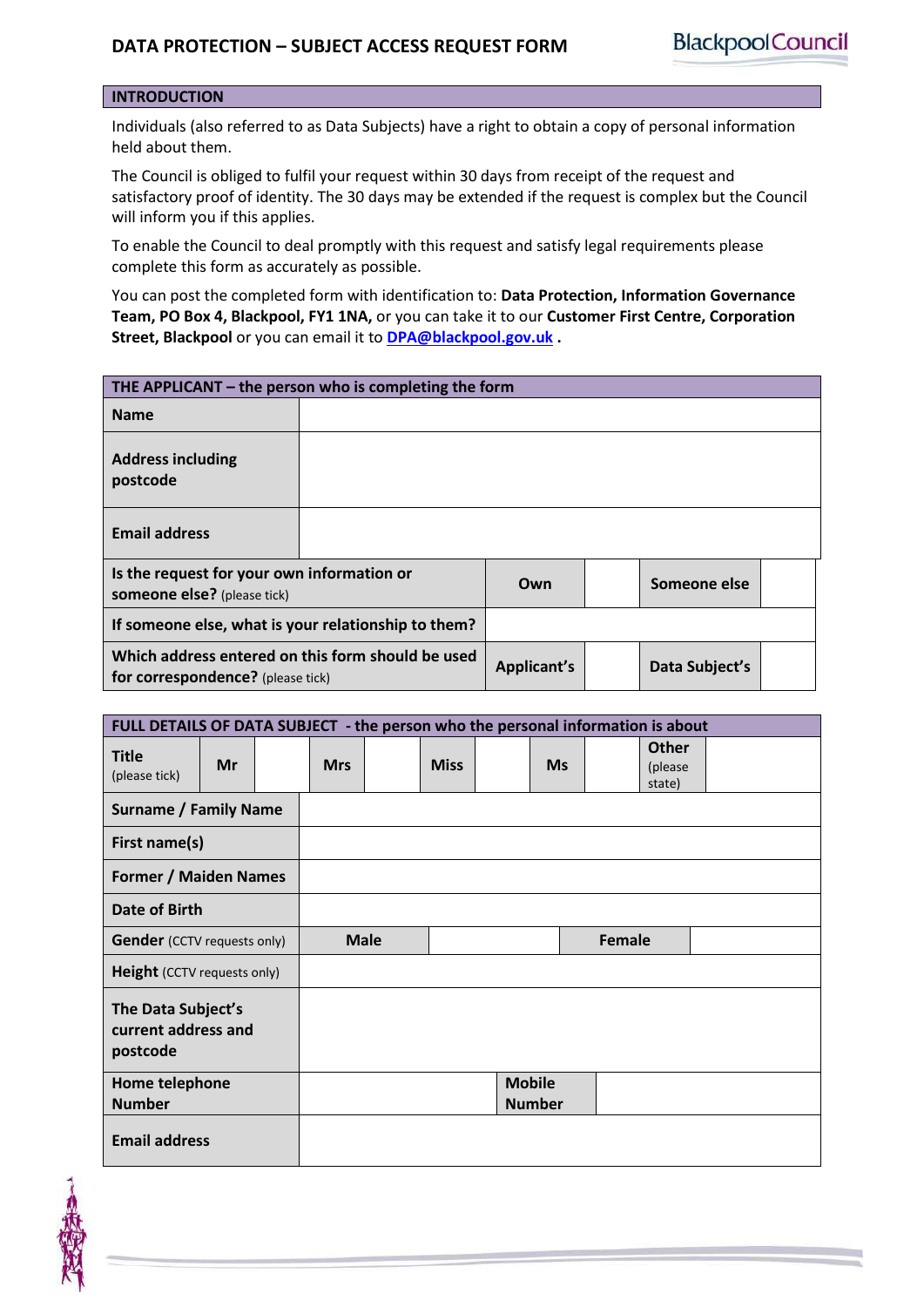# DATA PROTECTION – SUBJECT ACCESS REQUEST FORM

## INTRODUCTION

Individuals (also referred to as Data Subjects) have a right to obtain a copy of personal information held about them.

The Council is obliged to fulfil your request within 30 days from receipt of the request and satisfactory proof of identity. The 30 days may be extended if the request is complex but the Council will inform you if this applies.

To enable the Council to deal promptly with this request and satisfy legal requirements please complete this form as accurately as possible.

You can post the completed form with identification to: **Data Protection, Information Governance Team, PO Box 4, Blackpool, FY1 1NA,** or you can take it to our **Customer First Centre, Corporation Street, Blackpool** or you can email it to **DPA@blackpool.gov.uk** .

| THE APPLICANT – the person who is completing the form | | | | |
|---|---|---|---|---|
| **Name** | | | | |
| **Address including postcode** | | | | |
| **Email address** | | | | |
| **Is the request for your own information or someone else?** (please tick) | **Own** | | **Someone else** | |
| **If someone else, what is your relationship to them?** | | | | |
| **Which address entered on this form should be used for correspondence?** (please tick) | **Applicant's** | | **Data Subject's** | |

| FULL DETAILS OF DATA SUBJECT - the person who the personal information is about | | | | | | | | | | |
|---|---|---|---|---|---|---|---|---|---|---|
| **Title** (please tick) | **Mr** | | **Mrs** | | **Miss** | | **Ms** | | **Other** (please state) | |
| **Surname / Family Name** | | | | | | | | | | |
| **First name(s)** | | | | | | | | | | |
| **Former / Maiden Names** | | | | | | | | | | |
| **Date of Birth** | | | | | | | | | | |
| **Gender** (CCTV requests only) | **Male** | | **Female** | | | | | | | |
| **Height** (CCTV requests only) | | | | | | | | | | |
| **The Data Subject's current address and postcode** | | | | | | | | | | |
| **Home telephone Number** | | **Mobile Number** | | | | | | | | |
| **Email address** | | | | | | | | | | |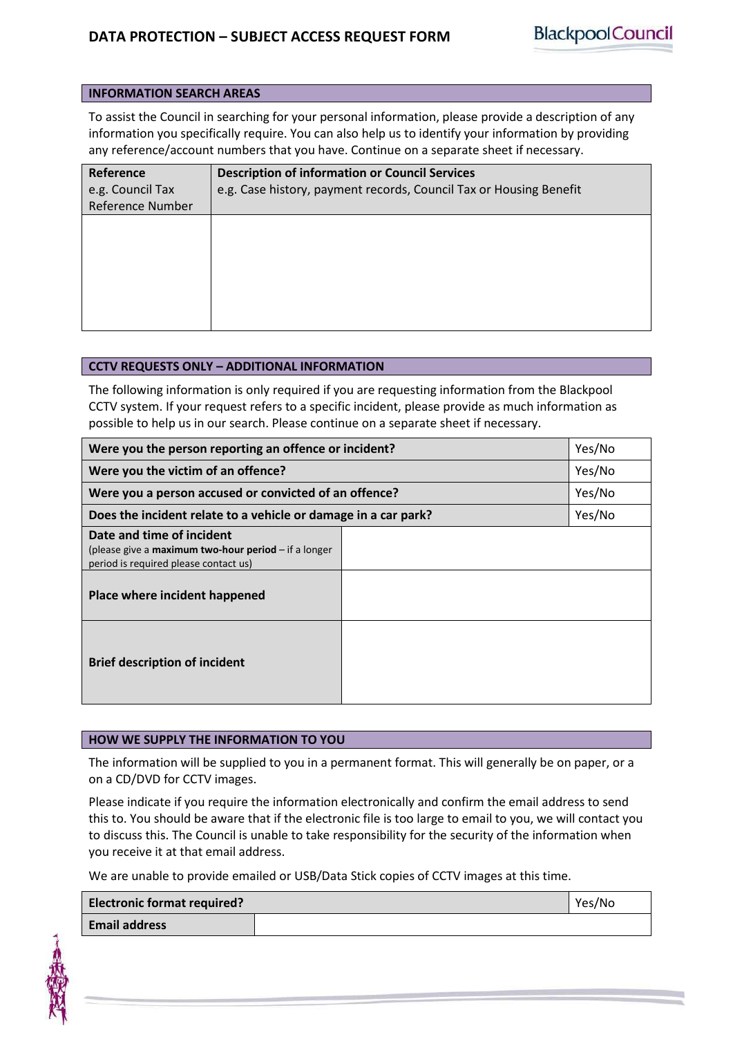## DATA PROTECTION – SUBJECT ACCESS REQUEST FORM

### INFORMATION SEARCH AREAS

To assist the Council in searching for your personal information, please provide a description of any information you specifically require. You can also help us to identify your information by providing any reference/account numbers that you have. Continue on a separate sheet if necessary.

| **Reference** e.g. Council Tax Reference Number | **Description of information or Council Services** e.g. Case history, payment records, Council Tax or Housing Benefit |
|---|---|
| | |

### CCTV REQUESTS ONLY – ADDITIONAL INFORMATION

The following information is only required if you are requesting information from the Blackpool CCTV system. If your request refers to a specific incident, please provide as much information as possible to help us in our search. Please continue on a separate sheet if necessary.

| | |
|---|---|
| **Were you the person reporting an offence or incident?** | Yes/No |
| **Were you the victim of an offence?** | Yes/No |
| **Were you a person accused or convicted of an offence?** | Yes/No |
| **Does the incident relate to a vehicle or damage in a car park?** | Yes/No |
| **Date and time of incident** (please give a **maximum two-hour period** – if a longer period is required please contact us) | |
| **Place where incident happened** | |
| **Brief description of incident** | |

### HOW WE SUPPLY THE INFORMATION TO YOU

The information will be supplied to you in a permanent format. This will generally be on paper, or a on a CD/DVD for CCTV images.

Please indicate if you require the information electronically and confirm the email address to send this to. You should be aware that if the electronic file is too large to email to you, we will contact you to discuss this. The Council is unable to take responsibility for the security of the information when you receive it at that email address.

We are unable to provide emailed or USB/Data Stick copies of CCTV images at this time.

| | |
|---|---|
| **Electronic format required?** | Yes/No |
| **Email address** | |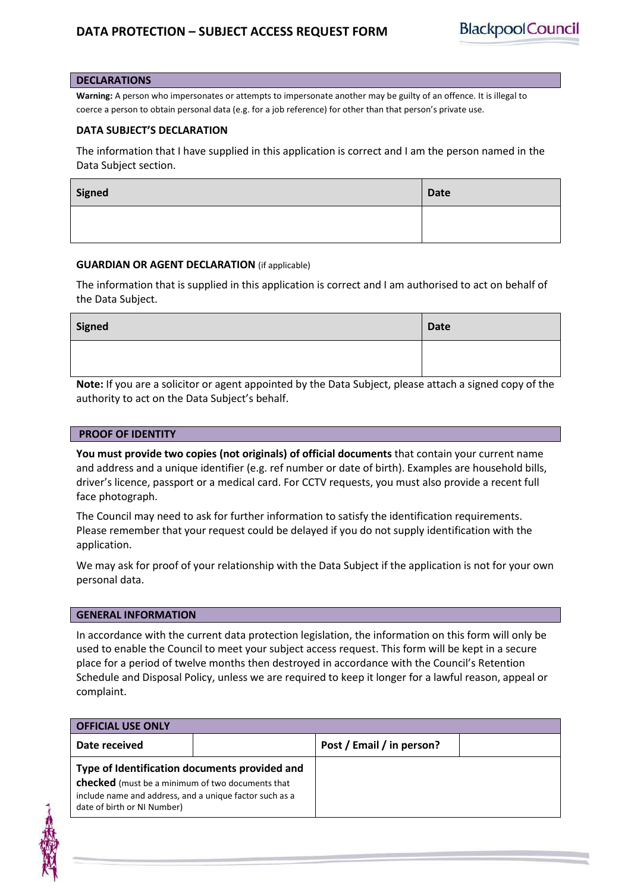## DECLARATIONS

**Warning:** A person who impersonates or attempts to impersonate another may be guilty of an offence. It is illegal to coerce a person to obtain personal data (e.g. for a job reference) for other than that person's private use.

### DATA SUBJECT'S DECLARATION

The information that I have supplied in this application is correct and I am the person named in the Data Subject section.

| Signed | Date |
|---|---|
| | |

### GUARDIAN OR AGENT DECLARATION (if applicable)

The information that is supplied in this application is correct and I am authorised to act on behalf of the Data Subject.

| Signed | Date |
|---|---|
| | |

**Note:** If you are a solicitor or agent appointed by the Data Subject, please attach a signed copy of the authority to act on the Data Subject's behalf.

## PROOF OF IDENTITY

**You must provide two copies (not originals) of official documents** that contain your current name and address and a unique identifier (e.g. ref number or date of birth). Examples are household bills, driver's licence, passport or a medical card. For CCTV requests, you must also provide a recent full face photograph.

The Council may need to ask for further information to satisfy the identification requirements. Please remember that your request could be delayed if you do not supply identification with the application.

We may ask for proof of your relationship with the Data Subject if the application is not for your own personal data.

## GENERAL INFORMATION

In accordance with the current data protection legislation, the information on this form will only be used to enable the Council to meet your subject access request. This form will be kept in a secure place for a period of twelve months then destroyed in accordance with the Council's Retention Schedule and Disposal Policy, unless we are required to keep it longer for a lawful reason, appeal or complaint.

## OFFICIAL USE ONLY

| | | | |
|---|---|---|---|
| **Date received** | | **Post / Email / in person?** | |
| **Type of Identification documents provided and checked** (must be a minimum of two documents that include name and address, and a unique factor such as a date of birth or NI Number) | | | |